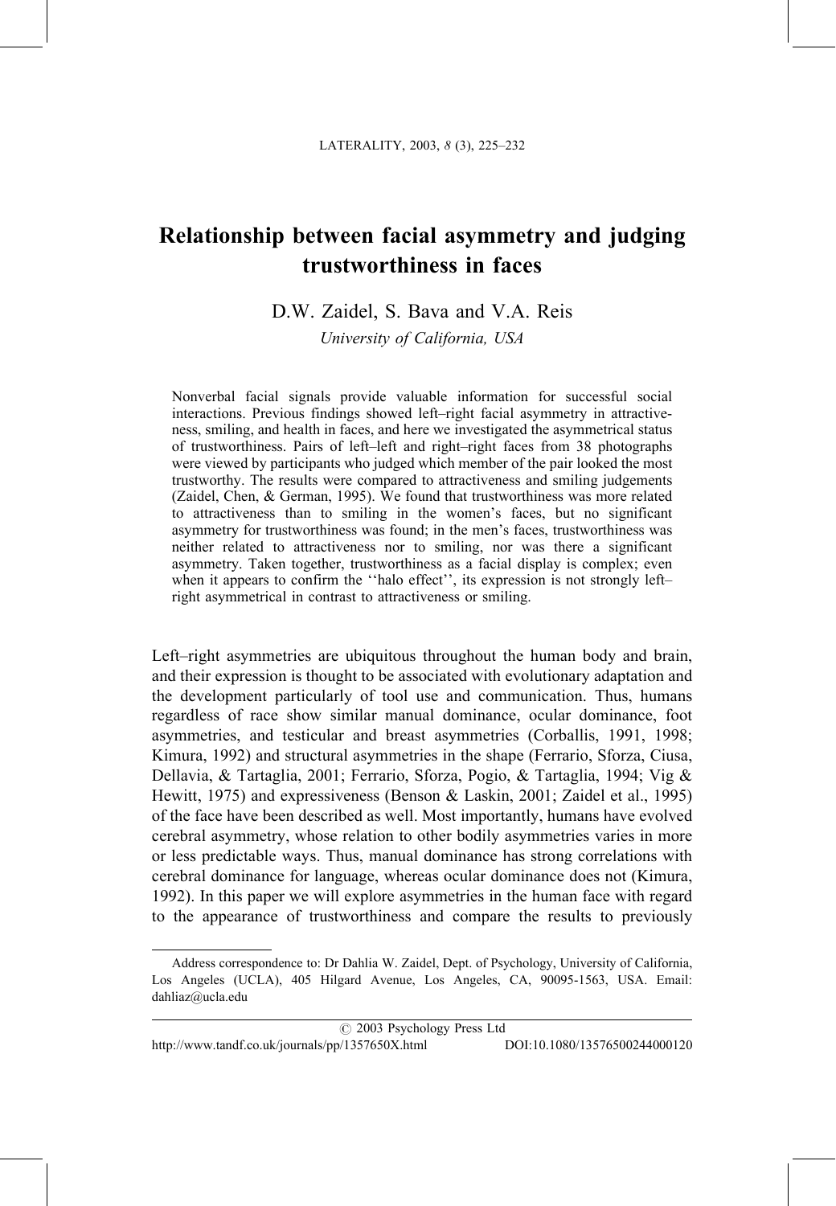# Relationship between facial asymmetry and judging trustworthiness in faces

D.W. Zaidel, S. Bava and V.A. Reis

*University of California, USA*

Nonverbal facial signals provide valuable information for successful social interactions. Previous findings showed left–right facial asymmetry in attractiveness, smiling, and health in faces, and here we investigated the asymmetrical status of trustworthiness. Pairs of left–left and right–right faces from 38 photographs were viewed by participants who judged which member of the pair looked the most trustworthy. The results were compared to attractiveness and smiling judgements (Zaidel, Chen, & German, 1995). We found that trustworthiness was more related to attractiveness than to smiling in the women's faces, but no significant asymmetry for trustworthiness was found; in the men's faces, trustworthiness was neither related to attractiveness nor to smiling, nor was there a significant asymmetry. Taken together, trustworthiness as a facial display is complex; even when it appears to confirm the ''halo effect'', its expression is not strongly left–right asymmetrical in contrast to attractiveness or smiling.

Left–right asymmetries are ubiquitous throughout the human body and brain, and their expression is thought to be associated with evolutionary adaptation and the development particularly of tool use and communication. Thus, humans regardless of race show similar manual dominance, ocular dominance, foot asymmetries, and testicular and breast asymmetries (Corballis, 1991, 1998; Kimura, 1992) and structural asymmetries in the shape (Ferrario, Sforza, Ciusa, Dellavia, & Tartaglia, 2001; Ferrario, Sforza, Pogio, & Tartaglia, 1994; Vig & Hewitt, 1975) and expressiveness (Benson & Laskin, 2001; Zaidel et al., 1995) of the face have been described as well. Most importantly, humans have evolved cerebral asymmetry, whose relation to other bodily asymmetries varies in more or less predictable ways. Thus, manual dominance has strong correlations with cerebral dominance for language, whereas ocular dominance does not (Kimura, 1992). In this paper we will explore asymmetries in the human face with regard to the appearance of trustworthiness and compare the results to previously

---

Address correspondence to: Dr Dahlia W. Zaidel, Dept. of Psychology, University of California, Los Angeles (UCLA), 405 Hilgard Avenue, Los Angeles, CA, 90095-1563, USA. Email: dahliaz@ucla.edu

© 2003 Psychology Press Ltd

http://www.tandf.co.uk/journals/pp/1357650X.html DOI:10.1080/13576500244000120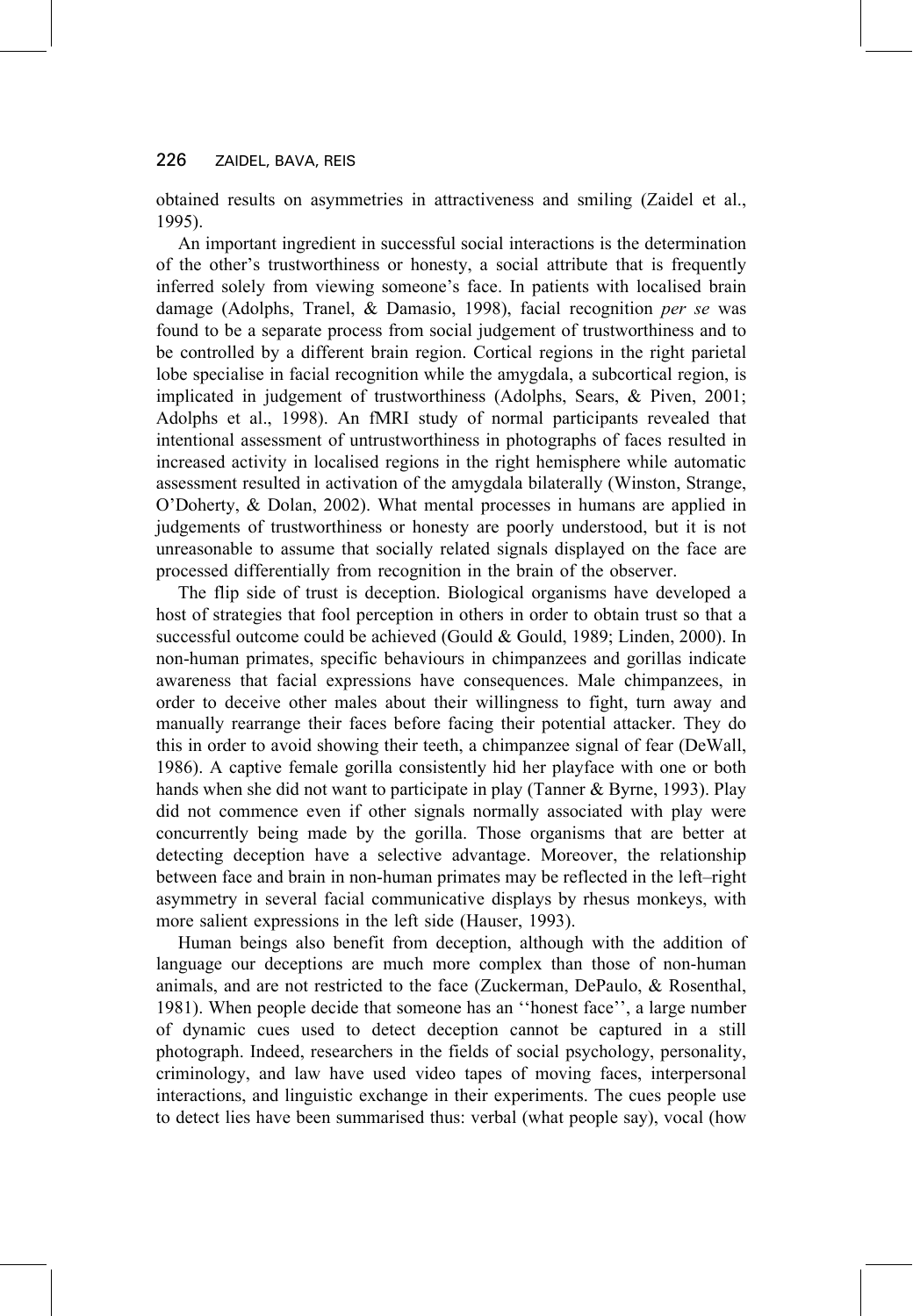obtained results on asymmetries in attractiveness and smiling (Zaidel et al., 1995).

An important ingredient in successful social interactions is the determination of the other's trustworthiness or honesty, a social attribute that is frequently inferred solely from viewing someone's face. In patients with localised brain damage (Adolphs, Tranel, & Damasio, 1998), facial recognition *per se* was found to be a separate process from social judgement of trustworthiness and to be controlled by a different brain region. Cortical regions in the right parietal lobe specialise in facial recognition while the amygdala, a subcortical region, is implicated in judgement of trustworthiness (Adolphs, Sears, & Piven, 2001; Adolphs et al., 1998). An fMRI study of normal participants revealed that intentional assessment of untrustworthiness in photographs of faces resulted in increased activity in localised regions in the right hemisphere while automatic assessment resulted in activation of the amygdala bilaterally (Winston, Strange, O'Doherty, & Dolan, 2002). What mental processes in humans are applied in judgements of trustworthiness or honesty are poorly understood, but it is not unreasonable to assume that socially related signals displayed on the face are processed differentially from recognition in the brain of the observer.

The flip side of trust is deception. Biological organisms have developed a host of strategies that fool perception in others in order to obtain trust so that a successful outcome could be achieved (Gould & Gould, 1989; Linden, 2000). In non-human primates, specific behaviours in chimpanzees and gorillas indicate awareness that facial expressions have consequences. Male chimpanzees, in order to deceive other males about their willingness to fight, turn away and manually rearrange their faces before facing their potential attacker. They do this in order to avoid showing their teeth, a chimpanzee signal of fear (DeWall, 1986). A captive female gorilla consistently hid her playface with one or both hands when she did not want to participate in play (Tanner & Byrne, 1993). Play did not commence even if other signals normally associated with play were concurrently being made by the gorilla. Those organisms that are better at detecting deception have a selective advantage. Moreover, the relationship between face and brain in non-human primates may be reflected in the left–right asymmetry in several facial communicative displays by rhesus monkeys, with more salient expressions in the left side (Hauser, 1993).

Human beings also benefit from deception, although with the addition of language our deceptions are much more complex than those of non-human animals, and are not restricted to the face (Zuckerman, DePaulo, & Rosenthal, 1981). When people decide that someone has an ''honest face'', a large number of dynamic cues used to detect deception cannot be captured in a still photograph. Indeed, researchers in the fields of social psychology, personality, criminology, and law have used video tapes of moving faces, interpersonal interactions, and linguistic exchange in their experiments. The cues people use to detect lies have been summarised thus: verbal (what people say), vocal (how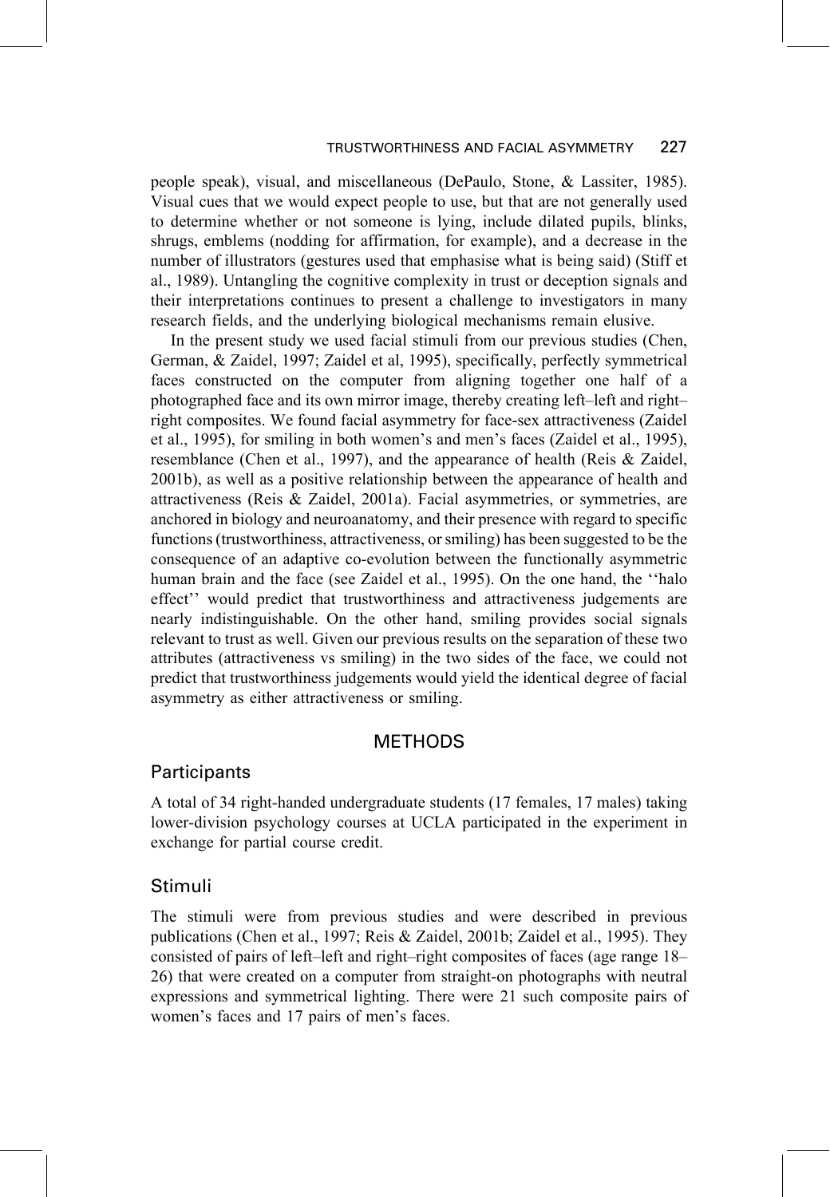people speak), visual, and miscellaneous (DePaulo, Stone, & Lassiter, 1985). Visual cues that we would expect people to use, but that are not generally used to determine whether or not someone is lying, include dilated pupils, blinks, shrugs, emblems (nodding for affirmation, for example), and a decrease in the number of illustrators (gestures used that emphasise what is being said) (Stiff et al., 1989). Untangling the cognitive complexity in trust or deception signals and their interpretations continues to present a challenge to investigators in many research fields, and the underlying biological mechanisms remain elusive.

In the present study we used facial stimuli from our previous studies (Chen, German, & Zaidel, 1997; Zaidel et al, 1995), specifically, perfectly symmetrical faces constructed on the computer from aligning together one half of a photographed face and its own mirror image, thereby creating left–left and right–right composites. We found facial asymmetry for face-sex attractiveness (Zaidel et al., 1995), for smiling in both women's and men's faces (Zaidel et al., 1995), resemblance (Chen et al., 1997), and the appearance of health (Reis & Zaidel, 2001b), as well as a positive relationship between the appearance of health and attractiveness (Reis & Zaidel, 2001a). Facial asymmetries, or symmetries, are anchored in biology and neuroanatomy, and their presence with regard to specific functions (trustworthiness, attractiveness, or smiling) has been suggested to be the consequence of an adaptive co-evolution between the functionally asymmetric human brain and the face (see Zaidel et al., 1995). On the one hand, the ''halo effect'' would predict that trustworthiness and attractiveness judgements are nearly indistinguishable. On the other hand, smiling provides social signals relevant to trust as well. Given our previous results on the separation of these two attributes (attractiveness vs smiling) in the two sides of the face, we could not predict that trustworthiness judgements would yield the identical degree of facial asymmetry as either attractiveness or smiling.

## METHODS

### Participants

A total of 34 right-handed undergraduate students (17 females, 17 males) taking lower-division psychology courses at UCLA participated in the experiment in exchange for partial course credit.

### Stimuli

The stimuli were from previous studies and were described in previous publications (Chen et al., 1997; Reis & Zaidel, 2001b; Zaidel et al., 1995). They consisted of pairs of left–left and right–right composites of faces (age range 18–26) that were created on a computer from straight-on photographs with neutral expressions and symmetrical lighting. There were 21 such composite pairs of women's faces and 17 pairs of men's faces.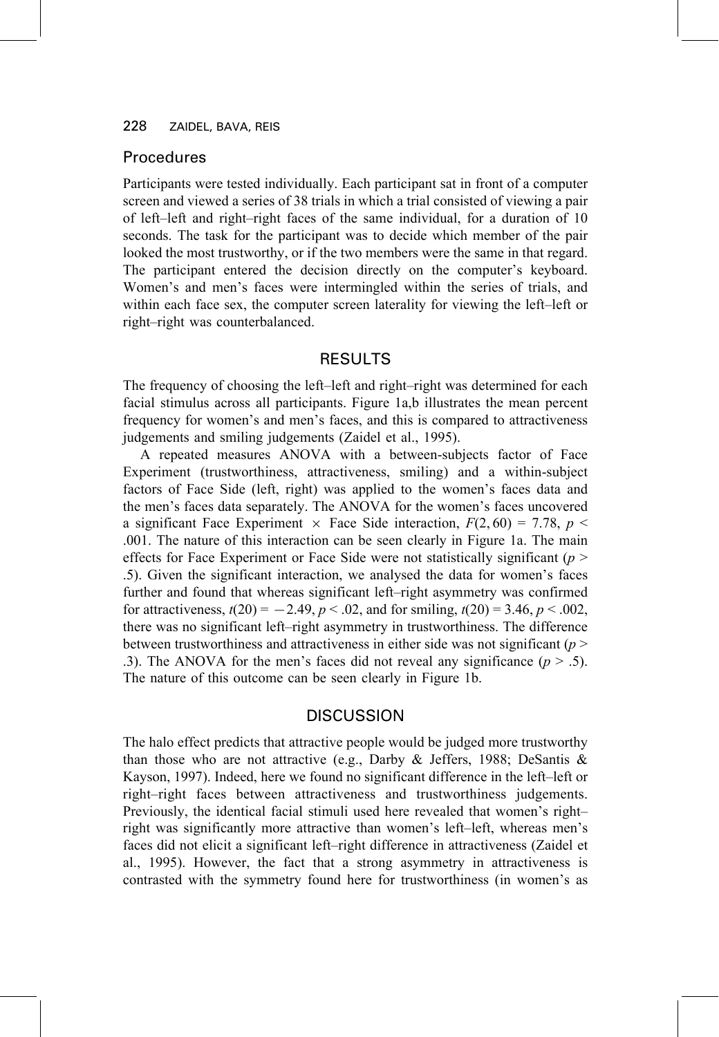## Procedures

Participants were tested individually. Each participant sat in front of a computer screen and viewed a series of 38 trials in which a trial consisted of viewing a pair of left–left and right–right faces of the same individual, for a duration of 10 seconds. The task for the participant was to decide which member of the pair looked the most trustworthy, or if the two members were the same in that regard. The participant entered the decision directly on the computer's keyboard. Women's and men's faces were intermingled within the series of trials, and within each face sex, the computer screen laterality for viewing the left–left or right–right was counterbalanced.

## RESULTS

The frequency of choosing the left–left and right–right was determined for each facial stimulus across all participants. Figure 1a,b illustrates the mean percent frequency for women's and men's faces, and this is compared to attractiveness judgements and smiling judgements (Zaidel et al., 1995).

A repeated measures ANOVA with a between-subjects factor of Face Experiment (trustworthiness, attractiveness, smiling) and a within-subject factors of Face Side (left, right) was applied to the women's faces data and the men's faces data separately. The ANOVA for the women's faces uncovered a significant Face Experiment × Face Side interaction, $F(2, 60) = 7.78$, $p < .001$. The nature of this interaction can be seen clearly in Figure 1a. The main effects for Face Experiment or Face Side were not statistically significant ($p > .5$). Given the significant interaction, we analysed the data for women's faces further and found that whereas significant left–right asymmetry was confirmed for attractiveness, $t(20) = -2.49$, $p < .02$, and for smiling, $t(20) = 3.46$, $p < .002$, there was no significant left–right asymmetry in trustworthiness. The difference between trustworthiness and attractiveness in either side was not significant ($p > .3$). The ANOVA for the men's faces did not reveal any significance ($p > .5$). The nature of this outcome can be seen clearly in Figure 1b.

## DISCUSSION

The halo effect predicts that attractive people would be judged more trustworthy than those who are not attractive (e.g., Darby & Jeffers, 1988; DeSantis & Kayson, 1997). Indeed, here we found no significant difference in the left–left or right–right faces between attractiveness and trustworthiness judgements. Previously, the identical facial stimuli used here revealed that women's right–right was significantly more attractive than women's left–left, whereas men's faces did not elicit a significant left–right difference in attractiveness (Zaidel et al., 1995). However, the fact that a strong asymmetry in attractiveness is contrasted with the symmetry found here for trustworthiness (in women's as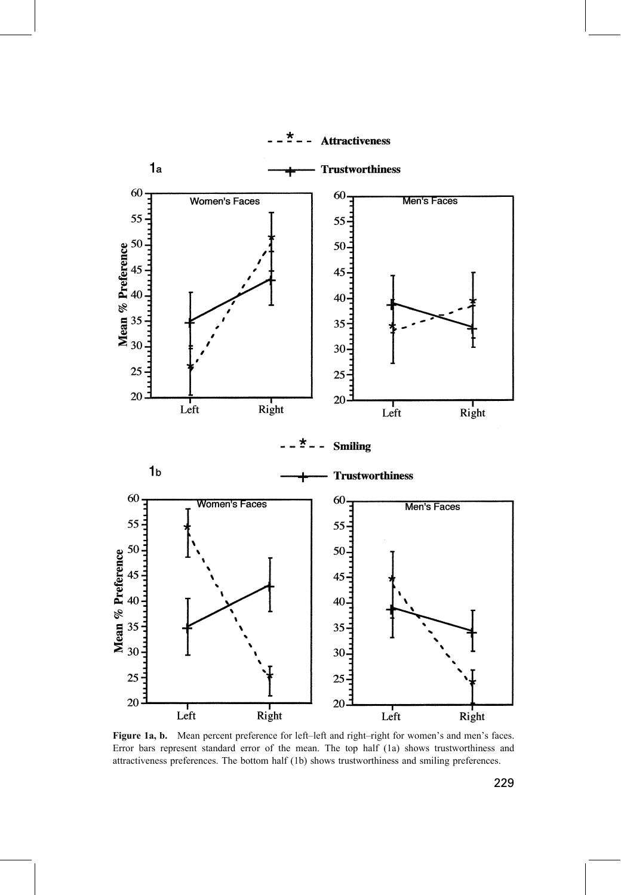**Figure 1a, b.** Mean percent preference for left–left and right–right for women's and men's faces. Error bars represent standard error of the mean. The top half (1a) shows trustworthiness and attractiveness preferences. The bottom half (1b) shows trustworthiness and smiling preferences.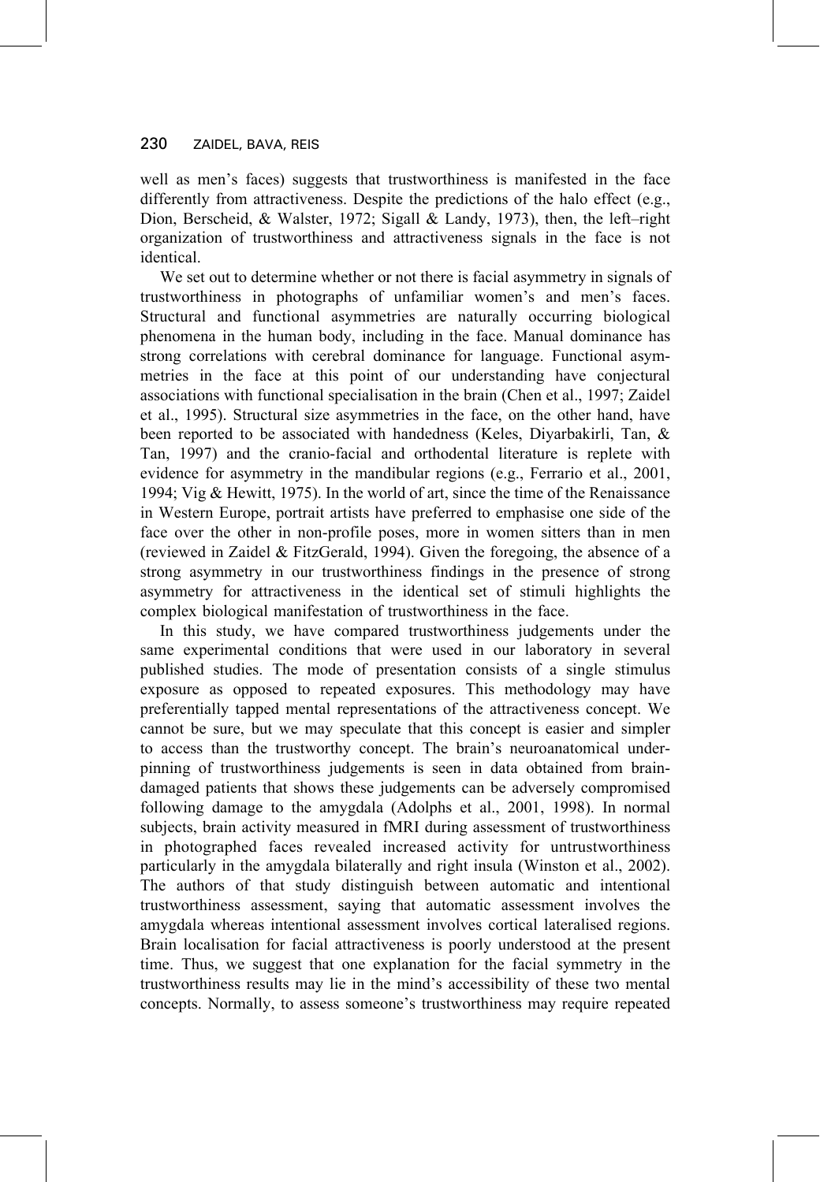well as men's faces) suggests that trustworthiness is manifested in the face differently from attractiveness. Despite the predictions of the halo effect (e.g., Dion, Berscheid, & Walster, 1972; Sigall & Landy, 1973), then, the left–right organization of trustworthiness and attractiveness signals in the face is not identical.

We set out to determine whether or not there is facial asymmetry in signals of trustworthiness in photographs of unfamiliar women's and men's faces. Structural and functional asymmetries are naturally occurring biological phenomena in the human body, including in the face. Manual dominance has strong correlations with cerebral dominance for language. Functional asymmetries in the face at this point of our understanding have conjectural associations with functional specialisation in the brain (Chen et al., 1997; Zaidel et al., 1995). Structural size asymmetries in the face, on the other hand, have been reported to be associated with handedness (Keles, Diyarbakirli, Tan, & Tan, 1997) and the cranio-facial and orthodental literature is replete with evidence for asymmetry in the mandibular regions (e.g., Ferrario et al., 2001, 1994; Vig & Hewitt, 1975). In the world of art, since the time of the Renaissance in Western Europe, portrait artists have preferred to emphasise one side of the face over the other in non-profile poses, more in women sitters than in men (reviewed in Zaidel & FitzGerald, 1994). Given the foregoing, the absence of a strong asymmetry in our trustworthiness findings in the presence of strong asymmetry for attractiveness in the identical set of stimuli highlights the complex biological manifestation of trustworthiness in the face.

In this study, we have compared trustworthiness judgements under the same experimental conditions that were used in our laboratory in several published studies. The mode of presentation consists of a single stimulus exposure as opposed to repeated exposures. This methodology may have preferentially tapped mental representations of the attractiveness concept. We cannot be sure, but we may speculate that this concept is easier and simpler to access than the trustworthy concept. The brain's neuroanatomical underpinning of trustworthiness judgements is seen in data obtained from brain-damaged patients that shows these judgements can be adversely compromised following damage to the amygdala (Adolphs et al., 2001, 1998). In normal subjects, brain activity measured in fMRI during assessment of trustworthiness in photographed faces revealed increased activity for untrustworthiness particularly in the amygdala bilaterally and right insula (Winston et al., 2002). The authors of that study distinguish between automatic and intentional trustworthiness assessment, saying that automatic assessment involves the amygdala whereas intentional assessment involves cortical lateralised regions. Brain localisation for facial attractiveness is poorly understood at the present time. Thus, we suggest that one explanation for the facial symmetry in the trustworthiness results may lie in the mind's accessibility of these two mental concepts. Normally, to assess someone's trustworthiness may require repeated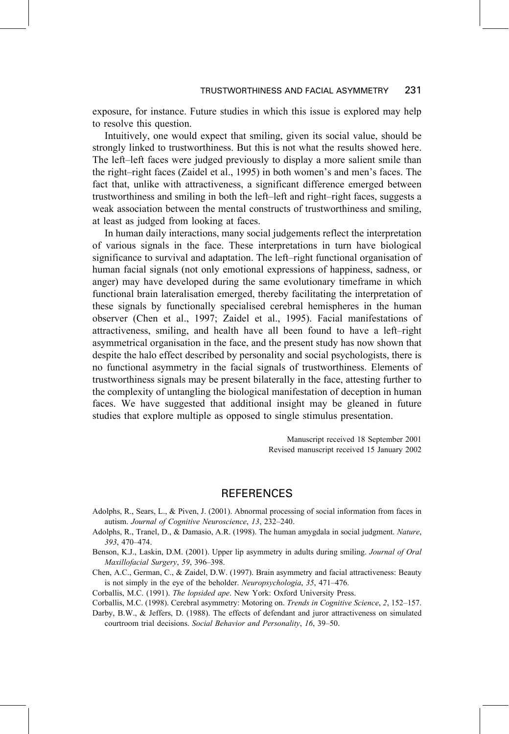exposure, for instance. Future studies in which this issue is explored may help to resolve this question.

Intuitively, one would expect that smiling, given its social value, should be strongly linked to trustworthiness. But this is not what the results showed here. The left–left faces were judged previously to display a more salient smile than the right–right faces (Zaidel et al., 1995) in both women's and men's faces. The fact that, unlike with attractiveness, a significant difference emerged between trustworthiness and smiling in both the left–left and right–right faces, suggests a weak association between the mental constructs of trustworthiness and smiling, at least as judged from looking at faces.

In human daily interactions, many social judgements reflect the interpretation of various signals in the face. These interpretations in turn have biological significance to survival and adaptation. The left–right functional organisation of human facial signals (not only emotional expressions of happiness, sadness, or anger) may have developed during the same evolutionary timeframe in which functional brain lateralisation emerged, thereby facilitating the interpretation of these signals by functionally specialised cerebral hemispheres in the human observer (Chen et al., 1997; Zaidel et al., 1995). Facial manifestations of attractiveness, smiling, and health have all been found to have a left–right asymmetrical organisation in the face, and the present study has now shown that despite the halo effect described by personality and social psychologists, there is no functional asymmetry in the facial signals of trustworthiness. Elements of trustworthiness signals may be present bilaterally in the face, attesting further to the complexity of untangling the biological manifestation of deception in human faces. We have suggested that additional insight may be gleaned in future studies that explore multiple as opposed to single stimulus presentation.

Manuscript received 18 September 2001
Revised manuscript received 15 January 2002

## REFERENCES

Adolphs, R., Sears, L., & Piven, J. (2001). Abnormal processing of social information from faces in autism. *Journal of Cognitive Neuroscience*, *13*, 232–240.

Adolphs, R., Tranel, D., & Damasio, A.R. (1998). The human amygdala in social judgment. *Nature*, *393*, 470–474.

Benson, K.J., Laskin, D.M. (2001). Upper lip asymmetry in adults during smiling. *Journal of Oral Maxillofacial Surgery*, *59*, 396–398.

Chen, A.C., German, C., & Zaidel, D.W. (1997). Brain asymmetry and facial attractiveness: Beauty is not simply in the eye of the beholder. *Neuropsychologia*, *35*, 471–476.

Corballis, M.C. (1991). *The lopsided ape*. New York: Oxford University Press.

Corballis, M.C. (1998). Cerebral asymmetry: Motoring on. *Trends in Cognitive Science*, *2*, 152–157.

Darby, B.W., & Jeffers, D. (1988). The effects of defendant and juror attractiveness on simulated courtroom trial decisions. *Social Behavior and Personality*, *16*, 39–50.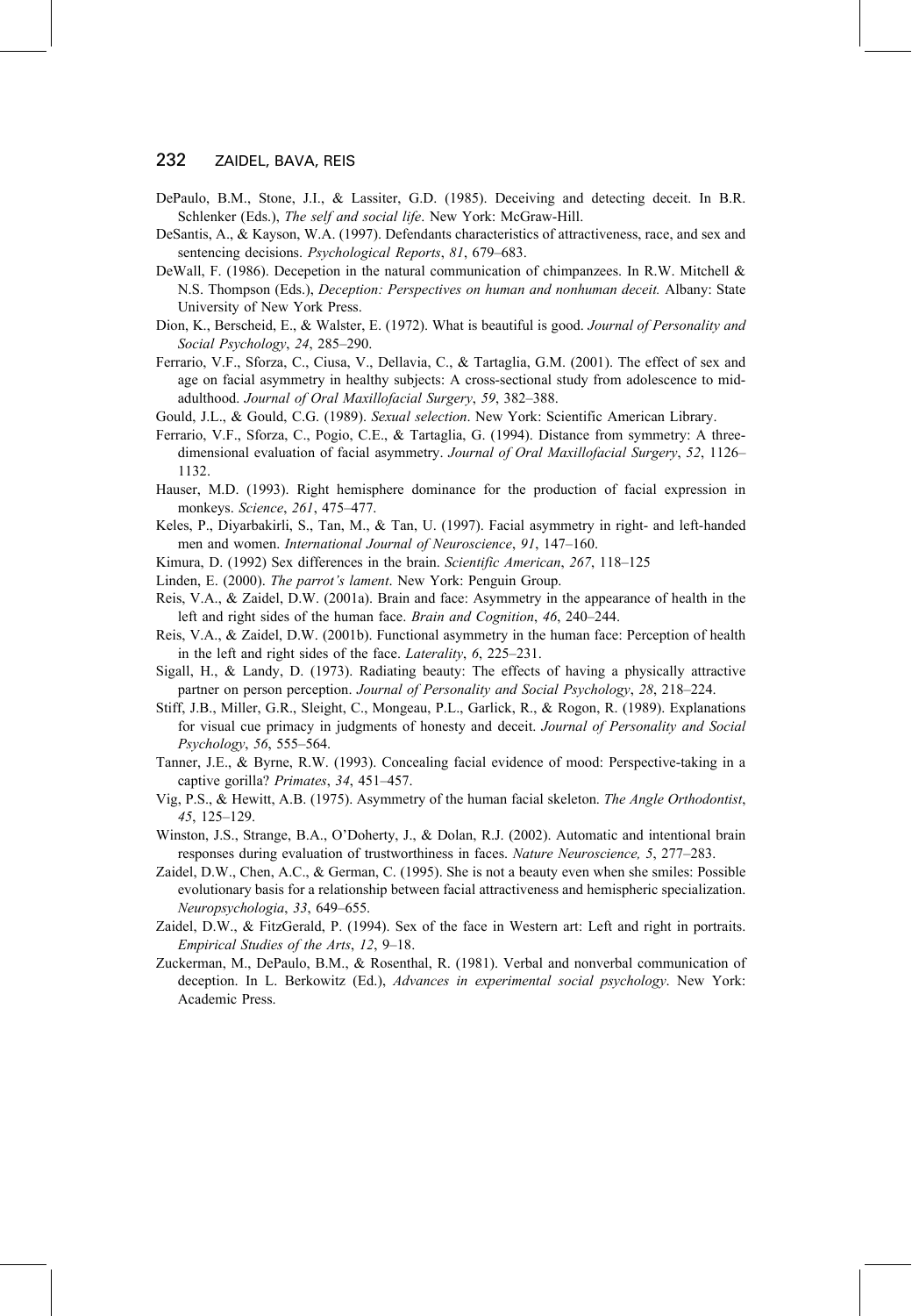DePaulo, B.M., Stone, J.I., & Lassiter, G.D. (1985). Deceiving and detecting deceit. In B.R. Schlenker (Eds.), *The self and social life*. New York: McGraw-Hill.

DeSantis, A., & Kayson, W.A. (1997). Defendants characteristics of attractiveness, race, and sex and sentencing decisions. *Psychological Reports*, *81*, 679–683.

DeWall, F. (1986). Decepetion in the natural communication of chimpanzees. In R.W. Mitchell & N.S. Thompson (Eds.), *Deception: Perspectives on human and nonhuman deceit.* Albany: State University of New York Press.

Dion, K., Berscheid, E., & Walster, E. (1972). What is beautiful is good. *Journal of Personality and Social Psychology*, *24*, 285–290.

Ferrario, V.F., Sforza, C., Ciusa, V., Dellavia, C., & Tartaglia, G.M. (2001). The effect of sex and age on facial asymmetry in healthy subjects: A cross-sectional study from adolescence to mid-adulthood. *Journal of Oral Maxillofacial Surgery*, *59*, 382–388.

Gould, J.L., & Gould, C.G. (1989). *Sexual selection*. New York: Scientific American Library.

Ferrario, V.F., Sforza, C., Pogio, C.E., & Tartaglia, G. (1994). Distance from symmetry: A three-dimensional evaluation of facial asymmetry. *Journal of Oral Maxillofacial Surgery*, *52*, 1126–1132.

Hauser, M.D. (1993). Right hemisphere dominance for the production of facial expression in monkeys. *Science*, *261*, 475–477.

Keles, P., Diyarbakirli, S., Tan, M., & Tan, U. (1997). Facial asymmetry in right- and left-handed men and women. *International Journal of Neuroscience*, *91*, 147–160.

Kimura, D. (1992) Sex differences in the brain. *Scientific American*, *267*, 118–125

Linden, E. (2000). *The parrot's lament*. New York: Penguin Group.

Reis, V.A., & Zaidel, D.W. (2001a). Brain and face: Asymmetry in the appearance of health in the left and right sides of the human face. *Brain and Cognition*, *46*, 240–244.

Reis, V.A., & Zaidel, D.W. (2001b). Functional asymmetry in the human face: Perception of health in the left and right sides of the face. *Laterality*, *6*, 225–231.

Sigall, H., & Landy, D. (1973). Radiating beauty: The effects of having a physically attractive partner on person perception. *Journal of Personality and Social Psychology*, *28*, 218–224.

Stiff, J.B., Miller, G.R., Sleight, C., Mongeau, P.L., Garlick, R., & Rogon, R. (1989). Explanations for visual cue primacy in judgments of honesty and deceit. *Journal of Personality and Social Psychology*, *56*, 555–564.

Tanner, J.E., & Byrne, R.W. (1993). Concealing facial evidence of mood: Perspective-taking in a captive gorilla? *Primates*, *34*, 451–457.

Vig, P.S., & Hewitt, A.B. (1975). Asymmetry of the human facial skeleton. *The Angle Orthodontist*, *45*, 125–129.

Winston, J.S., Strange, B.A., O'Doherty, J., & Dolan, R.J. (2002). Automatic and intentional brain responses during evaluation of trustworthiness in faces. *Nature Neuroscience, 5*, 277–283.

Zaidel, D.W., Chen, A.C., & German, C. (1995). She is not a beauty even when she smiles: Possible evolutionary basis for a relationship between facial attractiveness and hemispheric specialization. *Neuropsychologia*, *33*, 649–655.

Zaidel, D.W., & FitzGerald, P. (1994). Sex of the face in Western art: Left and right in portraits. *Empirical Studies of the Arts*, *12*, 9–18.

Zuckerman, M., DePaulo, B.M., & Rosenthal, R. (1981). Verbal and nonverbal communication of deception. In L. Berkowitz (Ed.), *Advances in experimental social psychology*. New York: Academic Press.